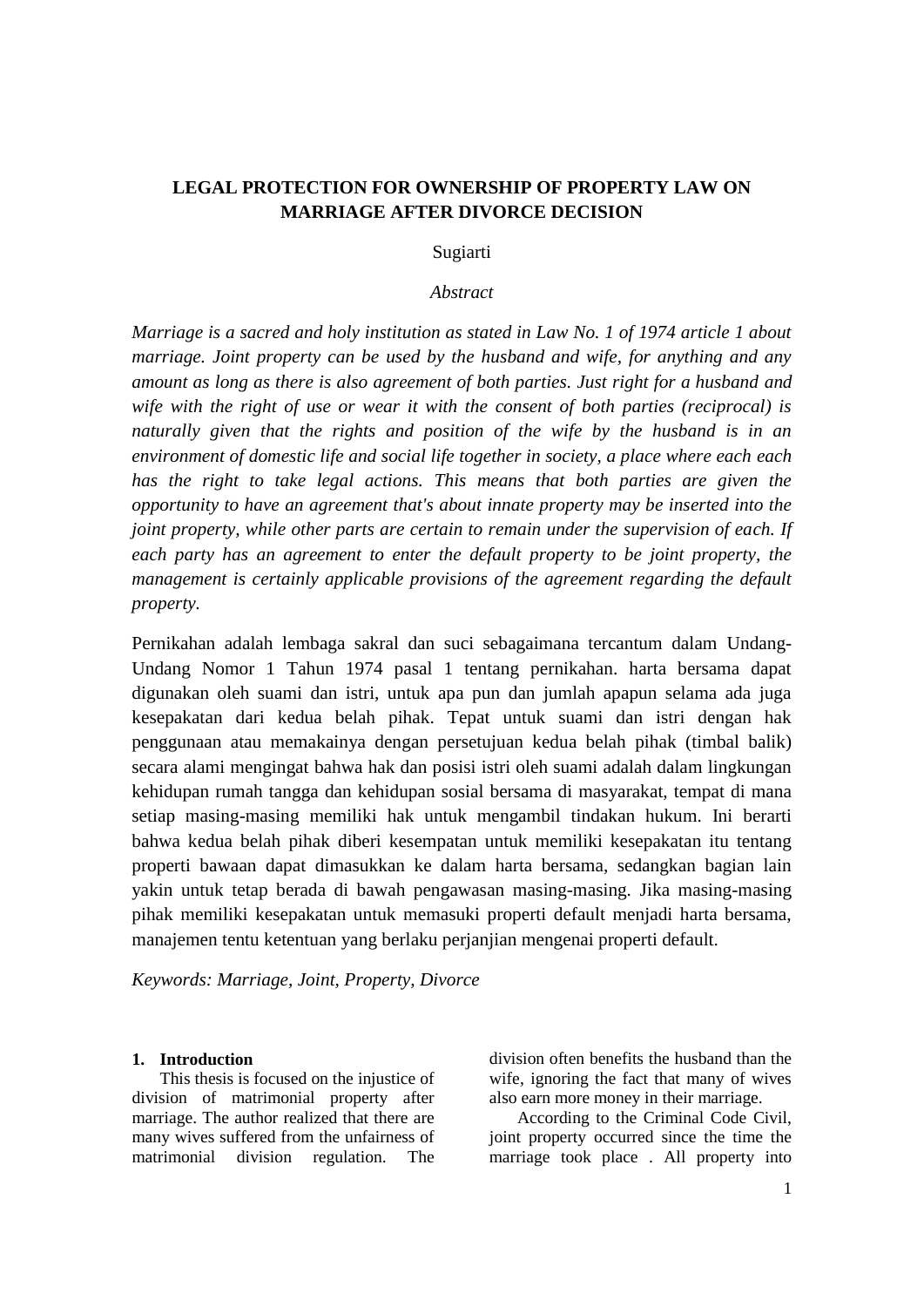# LEGAL PROTECTION FOR OWNERSHIP OF PROPERTY LAW ON MARRIAGE AFTER DIVORCE DECISION

Sugiarti

*Abstract*

*Marriage is a sacred and holy institution as stated in Law No. 1 of 1974 article 1 about marriage. Joint property can be used by the husband and wife, for anything and any amount as long as there is also agreement of both parties. Just right for a husband and wife with the right of use or wear it with the consent of both parties (reciprocal) is naturally given that the rights and position of the wife by the husband is in an environment of domestic life and social life together in society, a place where each each has the right to take legal actions. This means that both parties are given the opportunity to have an agreement that's about innate property may be inserted into the joint property, while other parts are certain to remain under the supervision of each. If each party has an agreement to enter the default property to be joint property, the management is certainly applicable provisions of the agreement regarding the default property.*

Pernikahan adalah lembaga sakral dan suci sebagaimana tercantum dalam Undang-Undang Nomor 1 Tahun 1974 pasal 1 tentang pernikahan. harta bersama dapat digunakan oleh suami dan istri, untuk apa pun dan jumlah apapun selama ada juga kesepakatan dari kedua belah pihak. Tepat untuk suami dan istri dengan hak penggunaan atau memakainya dengan persetujuan kedua belah pihak (timbal balik) secara alami mengingat bahwa hak dan posisi istri oleh suami adalah dalam lingkungan kehidupan rumah tangga dan kehidupan sosial bersama di masyarakat, tempat di mana setiap masing-masing memiliki hak untuk mengambil tindakan hukum. Ini berarti bahwa kedua belah pihak diberi kesempatan untuk memiliki kesepakatan itu tentang properti bawaan dapat dimasukkan ke dalam harta bersama, sedangkan bagian lain yakin untuk tetap berada di bawah pengawasan masing-masing. Jika masing-masing pihak memiliki kesepakatan untuk memasuki properti default menjadi harta bersama, manajemen tentu ketentuan yang berlaku perjanjian mengenai properti default.

*Keywords: Marriage, Joint, Property, Divorce*

## 1. Introduction

This thesis is focused on the injustice of division of matrimonial property after marriage. The author realized that there are many wives suffered from the unfairness of matrimonial division regulation. The division often benefits the husband than the wife, ignoring the fact that many of wives also earn more money in their marriage.

According to the Criminal Code Civil, joint property occurred since the time the marriage took place . All property into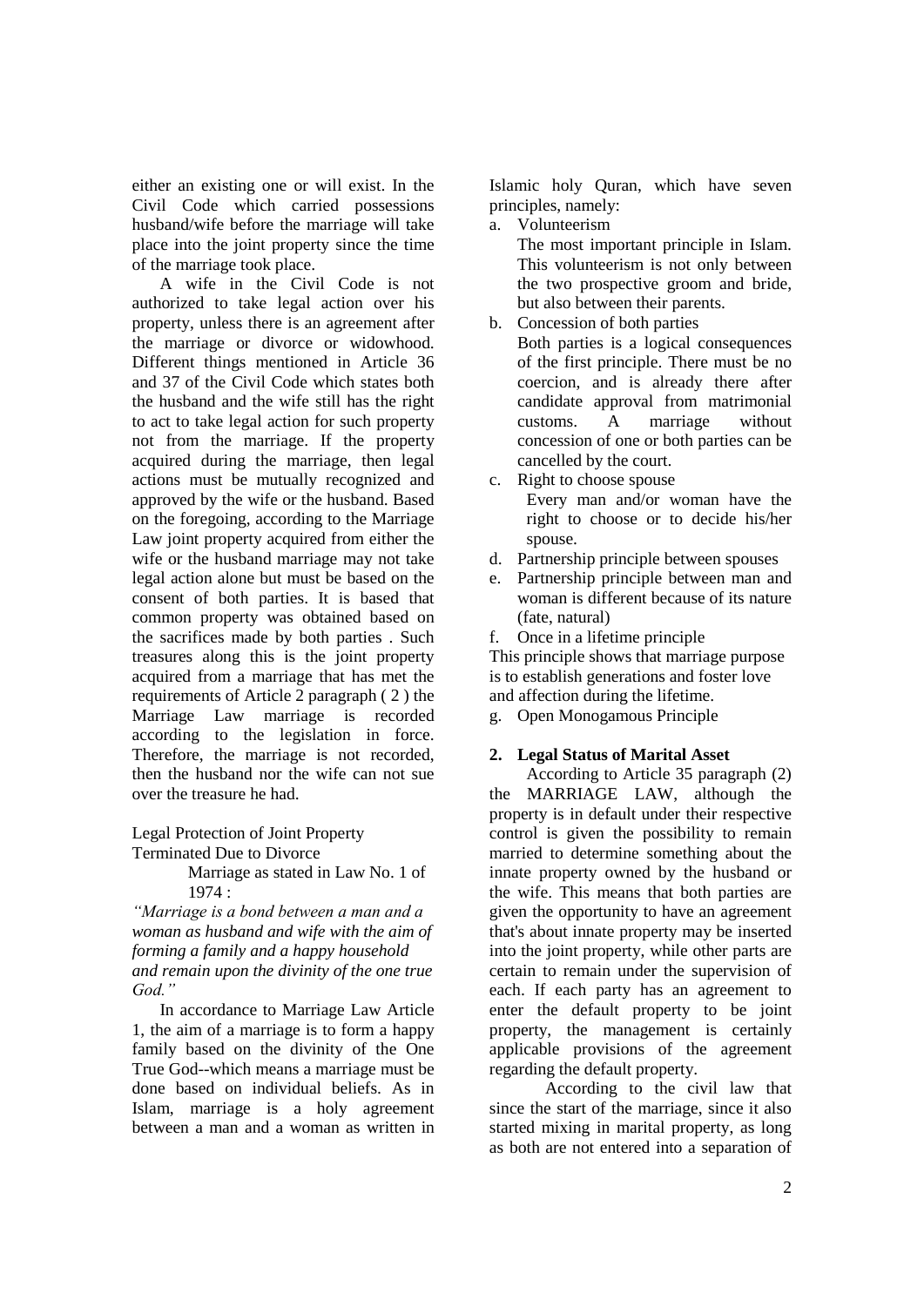either an existing one or will exist. In the Civil Code which carried possessions husband/wife before the marriage will take place into the joint property since the time of the marriage took place.

A wife in the Civil Code is not authorized to take legal action over his property, unless there is an agreement after the marriage or divorce or widowhood. Different things mentioned in Article 36 and 37 of the Civil Code which states both the husband and the wife still has the right to act to take legal action for such property not from the marriage. If the property acquired during the marriage, then legal actions must be mutually recognized and approved by the wife or the husband. Based on the foregoing, according to the Marriage Law joint property acquired from either the wife or the husband marriage may not take legal action alone but must be based on the consent of both parties. It is based that common property was obtained based on the sacrifices made by both parties . Such treasures along this is the joint property acquired from a marriage that has met the requirements of Article 2 paragraph ( 2 ) the Marriage Law marriage is recorded according to the legislation in force. Therefore, the marriage is not recorded, then the husband nor the wife can not sue over the treasure he had.

Legal Protection of Joint Property Terminated Due to Divorce

Marriage as stated in Law No. 1 of 1974 :

*"Marriage is a bond between a man and a woman as husband and wife with the aim of forming a family and a happy household and remain upon the divinity of the one true God."*

In accordance to Marriage Law Article 1, the aim of a marriage is to form a happy family based on the divinity of the One True God--which means a marriage must be done based on individual beliefs. As in Islam, marriage is a holy agreement between a man and a woman as written in Islamic holy Quran, which have seven principles, namely:

a. Volunteerism
   The most important principle in Islam. This volunteerism is not only between the two prospective groom and bride, but also between their parents.
b. Concession of both parties
   Both parties is a logical consequences of the first principle. There must be no coercion, and is already there after candidate approval from matrimonial customs. A marriage without concession of one or both parties can be cancelled by the court.
c. Right to choose spouse
   Every man and/or woman have the right to choose or to decide his/her spouse.
d. Partnership principle between spouses
e. Partnership principle between man and woman is different because of its nature (fate, natural)
f. Once in a lifetime principle

This principle shows that marriage purpose is to establish generations and foster love and affection during the lifetime.

g. Open Monogamous Principle

## 2. Legal Status of Marital Asset

According to Article 35 paragraph (2) the MARRIAGE LAW, although the property is in default under their respective control is given the possibility to remain married to determine something about the innate property owned by the husband or the wife. This means that both parties are given the opportunity to have an agreement that's about innate property may be inserted into the joint property, while other parts are certain to remain under the supervision of each. If each party has an agreement to enter the default property to be joint property, the management is certainly applicable provisions of the agreement regarding the default property.

According to the civil law that since the start of the marriage, since it also started mixing in marital property, as long as both are not entered into a separation of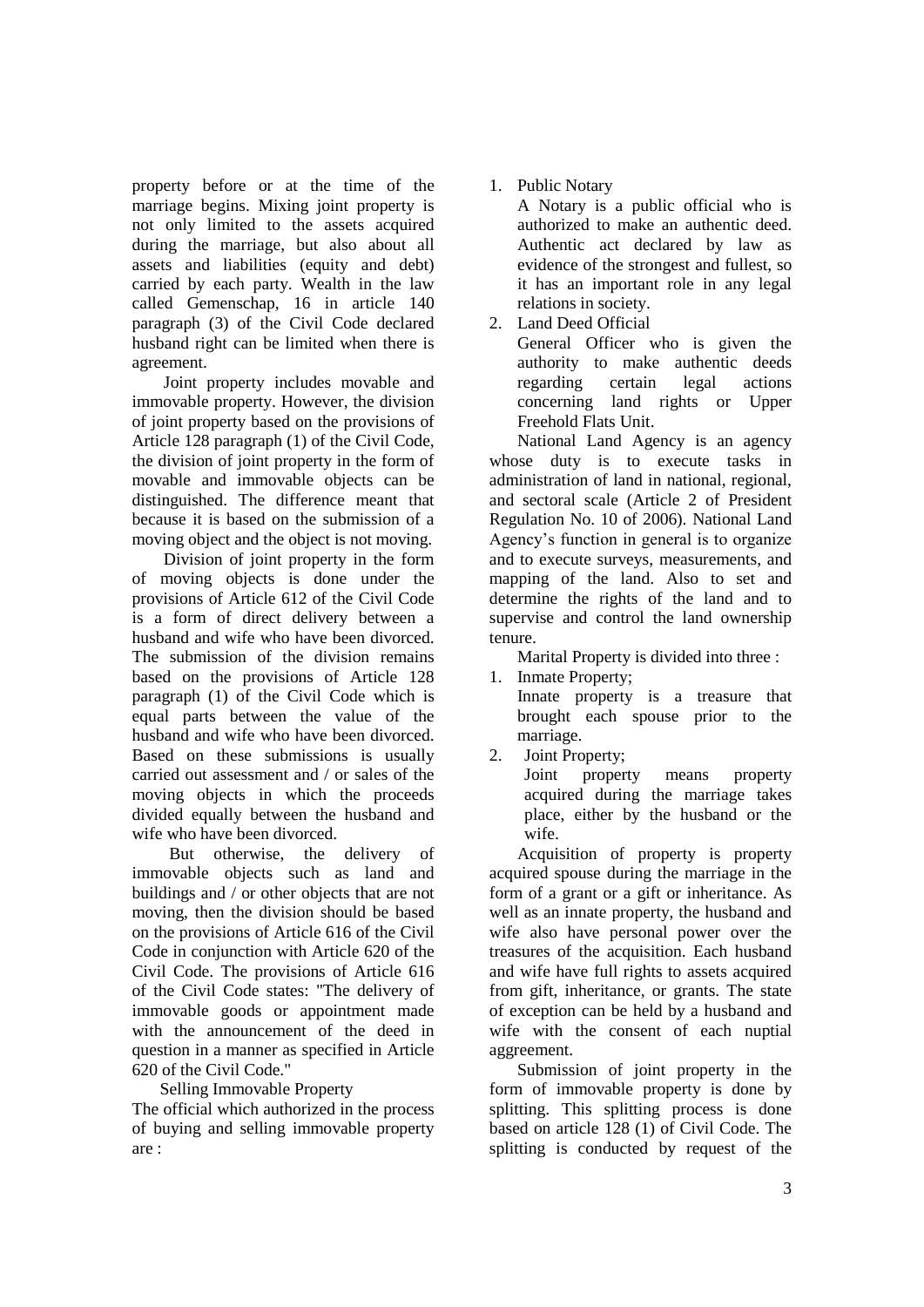property before or at the time of the marriage begins. Mixing joint property is not only limited to the assets acquired during the marriage, but also about all assets and liabilities (equity and debt) carried by each party. Wealth in the law called Gemenschap, 16 in article 140 paragraph (3) of the Civil Code declared husband right can be limited when there is agreement.

Joint property includes movable and immovable property. However, the division of joint property based on the provisions of Article 128 paragraph (1) of the Civil Code, the division of joint property in the form of movable and immovable objects can be distinguished. The difference meant that because it is based on the submission of a moving object and the object is not moving.

Division of joint property in the form of moving objects is done under the provisions of Article 612 of the Civil Code is a form of direct delivery between a husband and wife who have been divorced. The submission of the division remains based on the provisions of Article 128 paragraph (1) of the Civil Code which is equal parts between the value of the husband and wife who have been divorced. Based on these submissions is usually carried out assessment and / or sales of the moving objects in which the proceeds divided equally between the husband and wife who have been divorced.

But otherwise, the delivery of immovable objects such as land and buildings and / or other objects that are not moving, then the division should be based on the provisions of Article 616 of the Civil Code in conjunction with Article 620 of the Civil Code. The provisions of Article 616 of the Civil Code states: "The delivery of immovable goods or appointment made with the announcement of the deed in question in a manner as specified in Article 620 of the Civil Code."

Selling Immovable Property

The official which authorized in the process of buying and selling immovable property are :

1. Public Notary

   A Notary is a public official who is authorized to make an authentic deed. Authentic act declared by law as evidence of the strongest and fullest, so it has an important role in any legal relations in society.

2. Land Deed Official

   General Officer who is given the authority to make authentic deeds regarding certain legal actions concerning land rights or Upper Freehold Flats Unit.

National Land Agency is an agency whose duty is to execute tasks in administration of land in national, regional, and sectoral scale (Article 2 of President Regulation No. 10 of 2006). National Land Agency's function in general is to organize and to execute surveys, measurements, and mapping of the land. Also to set and determine the rights of the land and to supervise and control the land ownership tenure.

Marital Property is divided into three :

1. Inmate Property;

   Innate property is a treasure that brought each spouse prior to the marriage.

2. Joint Property;

   Joint property means property acquired during the marriage takes place, either by the husband or the wife.

Acquisition of property is property acquired spouse during the marriage in the form of a grant or a gift or inheritance. As well as an innate property, the husband and wife also have personal power over the treasures of the acquisition. Each husband and wife have full rights to assets acquired from gift, inheritance, or grants. The state of exception can be held by a husband and wife with the consent of each nuptial aggreement.

Submission of joint property in the form of immovable property is done by splitting. This splitting process is done based on article 128 (1) of Civil Code. The splitting is conducted by request of the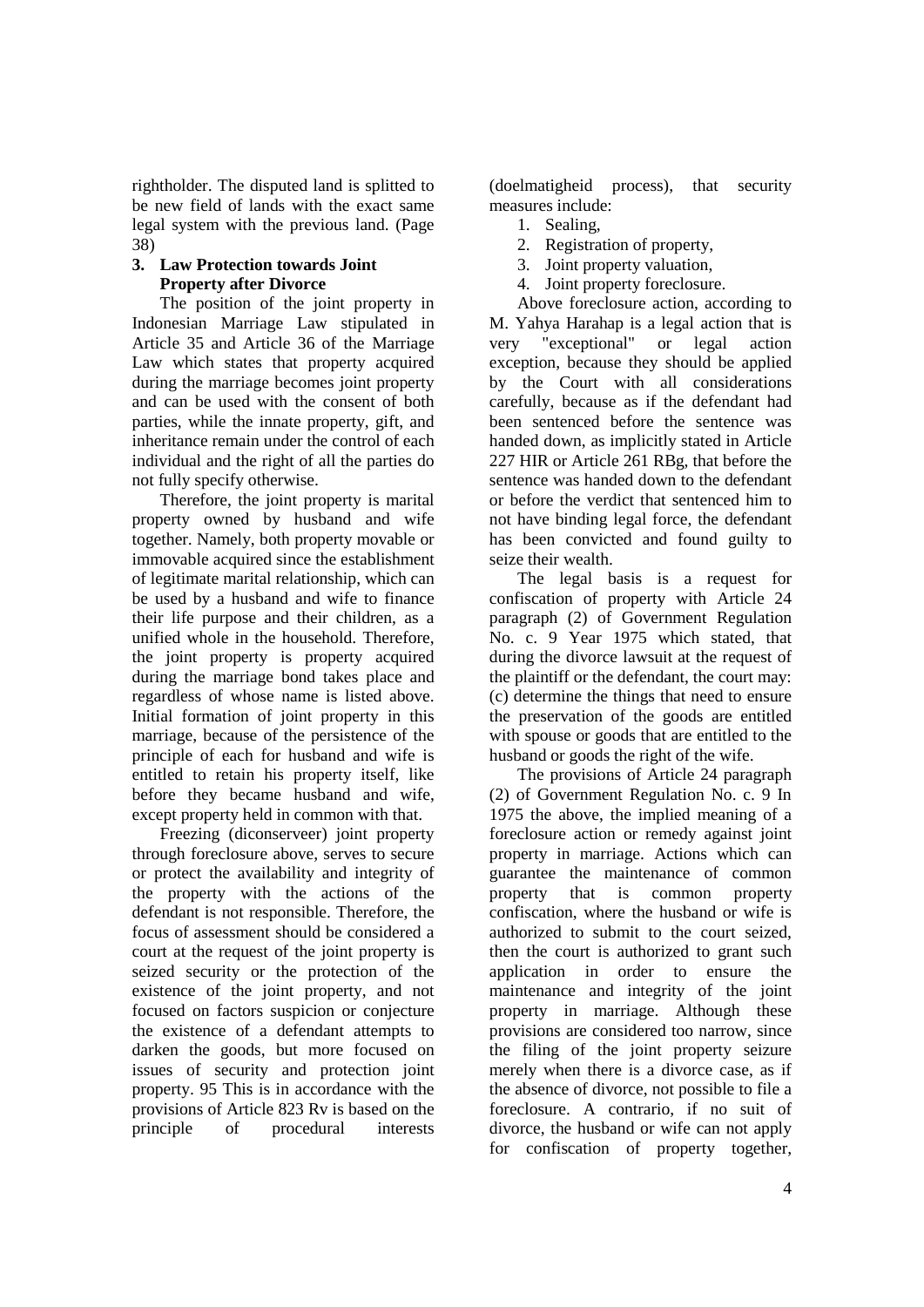rightholder. The disputed land is splitted to be new field of lands with the exact same legal system with the previous land. (Page 38)

### 3. Law Protection towards Joint Property after Divorce

The position of the joint property in Indonesian Marriage Law stipulated in Article 35 and Article 36 of the Marriage Law which states that property acquired during the marriage becomes joint property and can be used with the consent of both parties, while the innate property, gift, and inheritance remain under the control of each individual and the right of all the parties do not fully specify otherwise.

Therefore, the joint property is marital property owned by husband and wife together. Namely, both property movable or immovable acquired since the establishment of legitimate marital relationship, which can be used by a husband and wife to finance their life purpose and their children, as a unified whole in the household. Therefore, the joint property is property acquired during the marriage bond takes place and regardless of whose name is listed above. Initial formation of joint property in this marriage, because of the persistence of the principle of each for husband and wife is entitled to retain his property itself, like before they became husband and wife, except property held in common with that.

Freezing (diconserveer) joint property through foreclosure above, serves to secure or protect the availability and integrity of the property with the actions of the defendant is not responsible. Therefore, the focus of assessment should be considered a court at the request of the joint property is seized security or the protection of the existence of the joint property, and not focused on factors suspicion or conjecture the existence of a defendant attempts to darken the goods, but more focused on issues of security and protection joint property. 95 This is in accordance with the provisions of Article 823 Rv is based on the principle of procedural interests (doelmatigheid process), that security measures include:

1. Sealing,
2. Registration of property,
3. Joint property valuation,
4. Joint property foreclosure.

Above foreclosure action, according to M. Yahya Harahap is a legal action that is very "exceptional" or legal action exception, because they should be applied by the Court with all considerations carefully, because as if the defendant had been sentenced before the sentence was handed down, as implicitly stated in Article 227 HIR or Article 261 RBg, that before the sentence was handed down to the defendant or before the verdict that sentenced him to not have binding legal force, the defendant has been convicted and found guilty to seize their wealth.

The legal basis is a request for confiscation of property with Article 24 paragraph (2) of Government Regulation No. c. 9 Year 1975 which stated, that during the divorce lawsuit at the request of the plaintiff or the defendant, the court may: (c) determine the things that need to ensure the preservation of the goods are entitled with spouse or goods that are entitled to the husband or goods the right of the wife.

The provisions of Article 24 paragraph (2) of Government Regulation No. c. 9 In 1975 the above, the implied meaning of a foreclosure action or remedy against joint property in marriage. Actions which can guarantee the maintenance of common property that is common property confiscation, where the husband or wife is authorized to submit to the court seized, then the court is authorized to grant such application in order to ensure the maintenance and integrity of the joint property in marriage. Although these provisions are considered too narrow, since the filing of the joint property seizure merely when there is a divorce case, as if the absence of divorce, not possible to file a foreclosure. A contrario, if no suit of divorce, the husband or wife can not apply for confiscation of property together,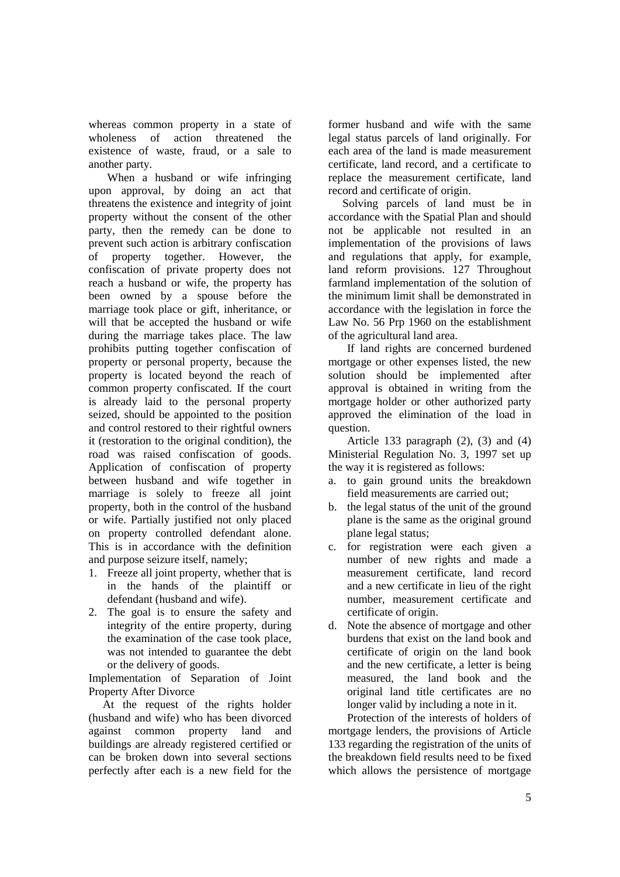whereas common property in a state of wholeness of action threatened the existence of waste, fraud, or a sale to another party.

When a husband or wife infringing upon approval, by doing an act that threatens the existence and integrity of joint property without the consent of the other party, then the remedy can be done to prevent such action is arbitrary confiscation of property together. However, the confiscation of private property does not reach a husband or wife, the property has been owned by a spouse before the marriage took place or gift, inheritance, or will that be accepted the husband or wife during the marriage takes place. The law prohibits putting together confiscation of property or personal property, because the property is located beyond the reach of common property confiscated. If the court is already laid to the personal property seized, should be appointed to the position and control restored to their rightful owners it (restoration to the original condition), the road was raised confiscation of goods. Application of confiscation of property between husband and wife together in marriage is solely to freeze all joint property, both in the control of the husband or wife. Partially justified not only placed on property controlled defendant alone. This is in accordance with the definition and purpose seizure itself, namely;

1. Freeze all joint property, whether that is in the hands of the plaintiff or defendant (husband and wife).
2. The goal is to ensure the safety and integrity of the entire property, during the examination of the case took place, was not intended to guarantee the debt or the delivery of goods.

Implementation of Separation of Joint Property After Divorce

At the request of the rights holder (husband and wife) who has been divorced against common property land and buildings are already registered certified or can be broken down into several sections perfectly after each is a new field for the former husband and wife with the same legal status parcels of land originally. For each area of the land is made measurement certificate, land record, and a certificate to replace the measurement certificate, land record and certificate of origin.

Solving parcels of land must be in accordance with the Spatial Plan and should not be applicable not resulted in an implementation of the provisions of laws and regulations that apply, for example, land reform provisions. 127 Throughout farmland implementation of the solution of the minimum limit shall be demonstrated in accordance with the legislation in force the Law No. 56 Prp 1960 on the establishment of the agricultural land area.

If land rights are concerned burdened mortgage or other expenses listed, the new solution should be implemented after approval is obtained in writing from the mortgage holder or other authorized party approved the elimination of the load in question.

Article 133 paragraph (2), (3) and (4) Ministerial Regulation No. 3, 1997 set up the way it is registered as follows:

a. to gain ground units the breakdown field measurements are carried out;
b. the legal status of the unit of the ground plane is the same as the original ground plane legal status;
c. for registration were each given a number of new rights and made a measurement certificate, land record and a new certificate in lieu of the right number, measurement certificate and certificate of origin.
d. Note the absence of mortgage and other burdens that exist on the land book and certificate of origin on the land book and the new certificate, a letter is being measured, the land book and the original land title certificates are no longer valid by including a note in it.

Protection of the interests of holders of mortgage lenders, the provisions of Article 133 regarding the registration of the units of the breakdown field results need to be fixed which allows the persistence of mortgage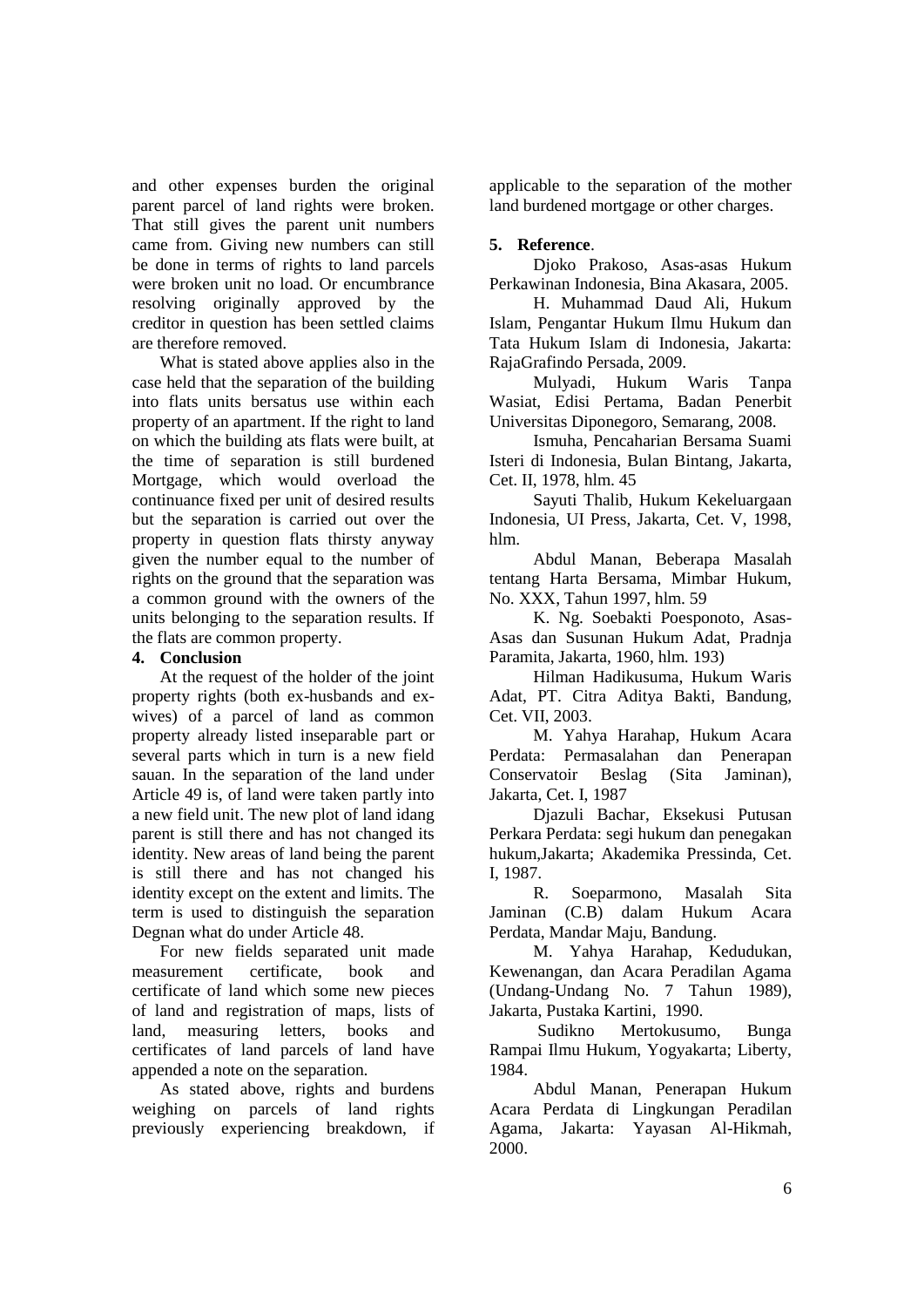and other expenses burden the original parent parcel of land rights were broken. That still gives the parent unit numbers came from. Giving new numbers can still be done in terms of rights to land parcels were broken unit no load. Or encumbrance resolving originally approved by the creditor in question has been settled claims are therefore removed.

What is stated above applies also in the case held that the separation of the building into flats units bersatus use within each property of an apartment. If the right to land on which the building ats flats were built, at the time of separation is still burdened Mortgage, which would overload the continuance fixed per unit of desired results but the separation is carried out over the property in question flats thirsty anyway given the number equal to the number of rights on the ground that the separation was a common ground with the owners of the units belonging to the separation results. If the flats are common property.

## 4. Conclusion

At the request of the holder of the joint property rights (both ex-husbands and ex-wives) of a parcel of land as common property already listed inseparable part or several parts which in turn is a new field sauan. In the separation of the land under Article 49 is, of land were taken partly into a new field unit. The new plot of land idang parent is still there and has not changed its identity. New areas of land being the parent is still there and has not changed his identity except on the extent and limits. The term is used to distinguish the separation Degnan what do under Article 48.

For new fields separated unit made measurement certificate, book and certificate of land which some new pieces of land and registration of maps, lists of land, measuring letters, books and certificates of land parcels of land have appended a note on the separation.

As stated above, rights and burdens weighing on parcels of land rights previously experiencing breakdown, if applicable to the separation of the mother land burdened mortgage or other charges.

## 5. Reference.

Djoko Prakoso, Asas-asas Hukum Perkawinan Indonesia, Bina Akasara, 2005.

H. Muhammad Daud Ali, Hukum Islam, Pengantar Hukum Ilmu Hukum dan Tata Hukum Islam di Indonesia, Jakarta: RajaGrafindo Persada, 2009.

Mulyadi, Hukum Waris Tanpa Wasiat, Edisi Pertama, Badan Penerbit Universitas Diponegoro, Semarang, 2008.

Ismuha, Pencaharian Bersama Suami Isteri di Indonesia, Bulan Bintang, Jakarta, Cet. II, 1978, hlm. 45

Sayuti Thalib, Hukum Kekeluargaan Indonesia, UI Press, Jakarta, Cet. V, 1998, hlm.

Abdul Manan, Beberapa Masalah tentang Harta Bersama, Mimbar Hukum, No. XXX, Tahun 1997, hlm. 59

K. Ng. Soebakti Poesponoto, Asas-Asas dan Susunan Hukum Adat, Pradnja Paramita, Jakarta, 1960, hlm. 193)

Hilman Hadikusuma, Hukum Waris Adat, PT. Citra Aditya Bakti, Bandung, Cet. VII, 2003.

M. Yahya Harahap, Hukum Acara Perdata: Permasalahan dan Penerapan Conservatoir Beslag (Sita Jaminan), Jakarta, Cet. I, 1987

Djazuli Bachar, Eksekusi Putusan Perkara Perdata: segi hukum dan penegakan hukum,Jakarta; Akademika Pressinda, Cet. I, 1987.

R. Soeparmono, Masalah Sita Jaminan (C.B) dalam Hukum Acara Perdata, Mandar Maju, Bandung.

M. Yahya Harahap, Kedudukan, Kewenangan, dan Acara Peradilan Agama (Undang-Undang No. 7 Tahun 1989), Jakarta, Pustaka Kartini, 1990.

Sudikno Mertokusumo, Bunga Rampai Ilmu Hukum, Yogyakarta; Liberty, 1984.

Abdul Manan, Penerapan Hukum Acara Perdata di Lingkungan Peradilan Agama, Jakarta: Yayasan Al-Hikmah, 2000.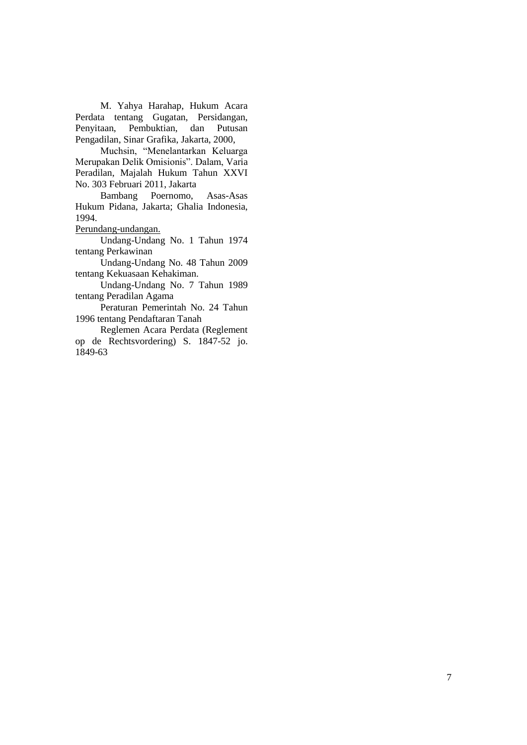M. Yahya Harahap, Hukum Acara Perdata tentang Gugatan, Persidangan, Penyitaan, Pembuktian, dan Putusan Pengadilan, Sinar Grafika, Jakarta, 2000,

Muchsin, "Menelantarkan Keluarga Merupakan Delik Omisionis". Dalam, Varia Peradilan, Majalah Hukum Tahun XXVI No. 303 Februari 2011, Jakarta

Bambang Poernomo, Asas-Asas Hukum Pidana, Jakarta; Ghalia Indonesia, 1994.

<u>Perundang-undangan.</u>

Undang-Undang No. 1 Tahun 1974 tentang Perkawinan

Undang-Undang No. 48 Tahun 2009 tentang Kekuasaan Kehakiman.

Undang-Undang No. 7 Tahun 1989 tentang Peradilan Agama

Peraturan Pemerintah No. 24 Tahun 1996 tentang Pendaftaran Tanah

Reglemen Acara Perdata (Reglement op de Rechtsvordering) S. 1847-52 jo. 1849-63